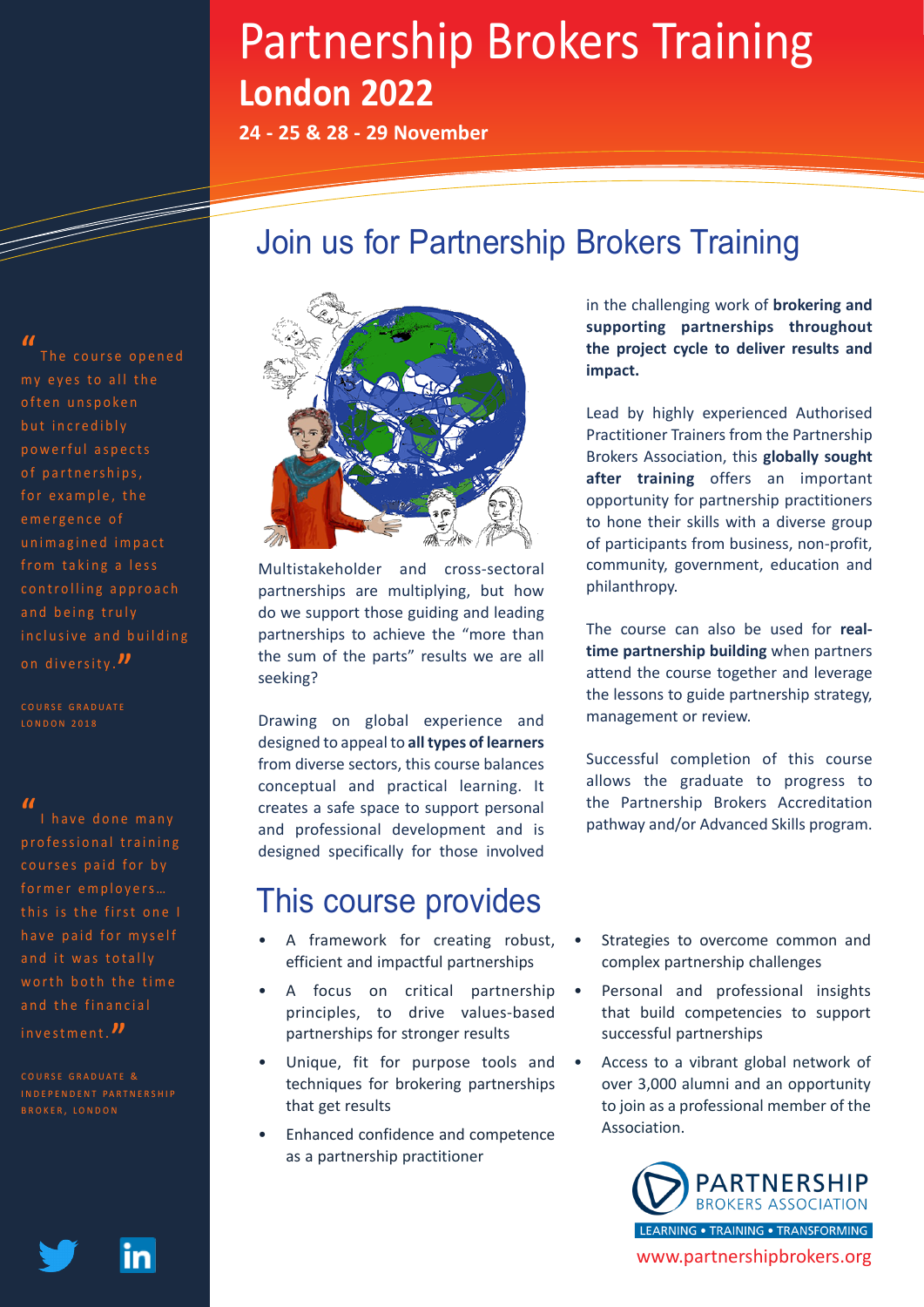# Partnership Brokers Training

## London 2022

**24 - 25 & 28 - 29 November**

## Join us for Partnership Brokers Training

Multistakeholder and cross-sectoral partnerships are multiplying, but how do we support those guiding and leading partnerships to achieve the "more than the sum of the parts" results we are all seeking?

Drawing on global experience and designed to appeal to **all types of learners** from diverse sectors, this course balances conceptual and practical learning. It creates a safe space to support personal and professional development and is designed specifically for those involved in the challenging work of **brokering and supporting partnerships throughout the project cycle to deliver results and impact.**

Lead by highly experienced Authorised Practitioner Trainers from the Partnership Brokers Association, this **globally sought after training** offers an important opportunity for partnership practitioners to hone their skills with a diverse group of participants from business, non-profit, community, government, education and philanthropy.

The course can also be used for **real-time partnership building** when partners attend the course together and leverage the lessons to guide partnership strategy, management or review.

Successful completion of this course allows the graduate to progress to the Partnership Brokers Accreditation pathway and/or Advanced Skills program.

## This course provides

- A framework for creating robust, efficient and impactful partnerships
- A focus on critical partnership principles, to drive values-based partnerships for stronger results
- Unique, fit for purpose tools and techniques for brokering partnerships that get results
- Enhanced confidence and competence as a partnership practitioner
- Strategies to overcome common and complex partnership challenges
- Personal and professional insights that build competencies to support successful partnerships
- Access to a vibrant global network of over 3,000 alumni and an opportunity to join as a professional member of the Association.

"The course opened my eyes to all the often unspoken but incredibly powerful aspects of partnerships, for example, the emergence of unimagined impact from taking a less controlling approach and being truly inclusive and building on diversity."

COURSE GRADUATE
LONDON 2018

"I have done many professional training courses paid for by former employers… this is the first one I have paid for myself and it was totally worth both the time and the financial investment."

COURSE GRADUATE & INDEPENDENT PARTNERSHIP BROKER, LONDON

PARTNERSHIP BROKERS ASSOCIATION
LEARNING • TRAINING • TRANSFORMING
www.partnershipbrokers.org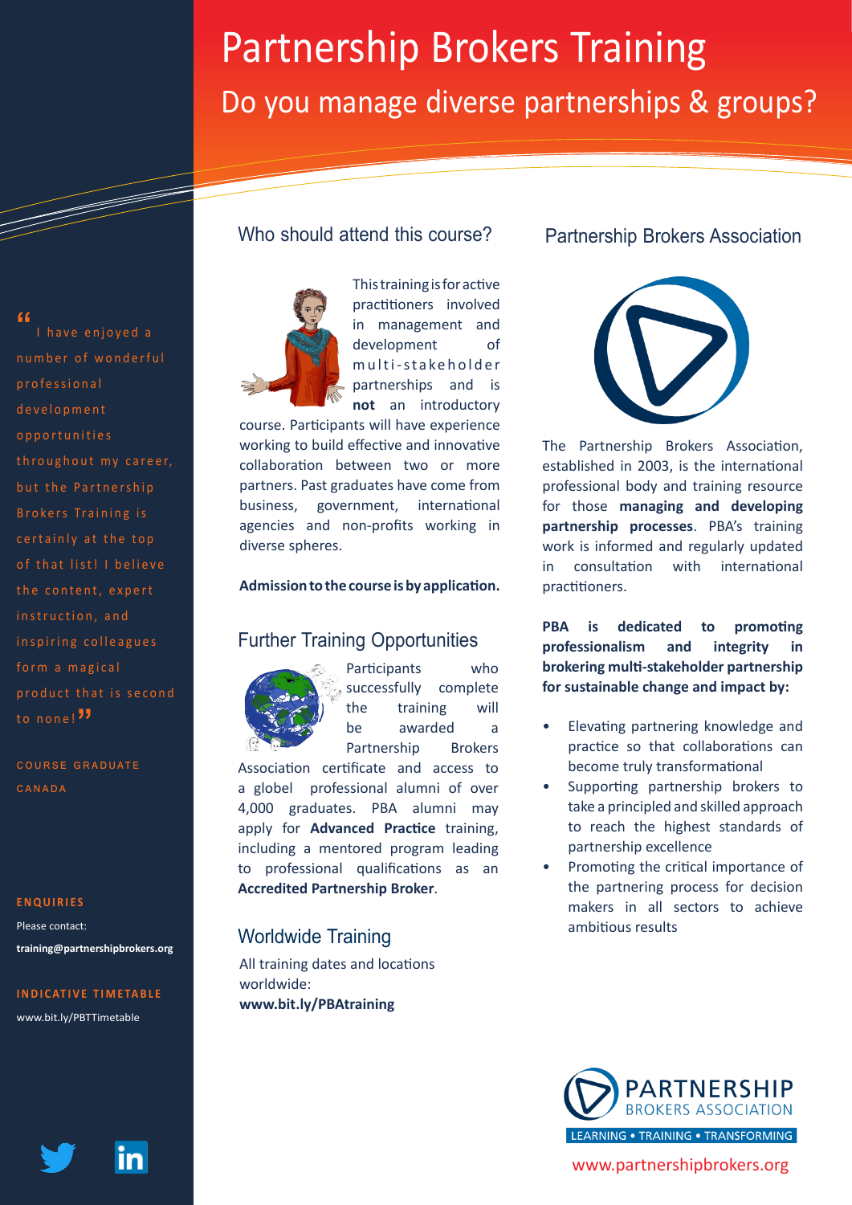# Partnership Brokers Training

## Do you manage diverse partnerships & groups?

"I have enjoyed a number of wonderful professional development opportunities throughout my career, but the Partnership Brokers Training is certainly at the top of that list! I believe the content, expert instruction, and inspiring colleagues form a magical product that is second to none!"

COURSE GRADUATE
CANADA

**ENQUIRIES**

Please contact:

**training@partnershipbrokers.org**

**INDICATIVE TIMETABLE**

www.bit.ly/PBTTimetable

## Who should attend this course?

This training is for active practitioners involved in management and development of multi-stakeholder partnerships and is **not** an introductory course. Participants will have experience working to build effective and innovative collaboration between two or more partners. Past graduates have come from business, government, international agencies and non-profits working in diverse spheres.

**Admission to the course is by application.**

## Further Training Opportunities

Participants who successfully complete the training will be awarded a Partnership Brokers Association certificate and access to a globel professional alumni of over 4,000 graduates. PBA alumni may apply for **Advanced Practice** training, including a mentored program leading to professional qualifications as an **Accredited Partnership Broker**.

## Worldwide Training

All training dates and locations worldwide:
**www.bit.ly/PBAtraining**

## Partnership Brokers Association

The Partnership Brokers Association, established in 2003, is the international professional body and training resource for those **managing and developing partnership processes**. PBA's training work is informed and regularly updated in consultation with international practitioners.

**PBA is dedicated to promoting professionalism and integrity in brokering multi-stakeholder partnership for sustainable change and impact by:**

- Elevating partnering knowledge and practice so that collaborations can become truly transformational
- Supporting partnership brokers to take a principled and skilled approach to reach the highest standards of partnership excellence
- Promoting the critical importance of the partnering process for decision makers in all sectors to achieve ambitious results

PARTNERSHIP BROKERS ASSOCIATION
LEARNING • TRAINING • TRANSFORMING

www.partnershipbrokers.org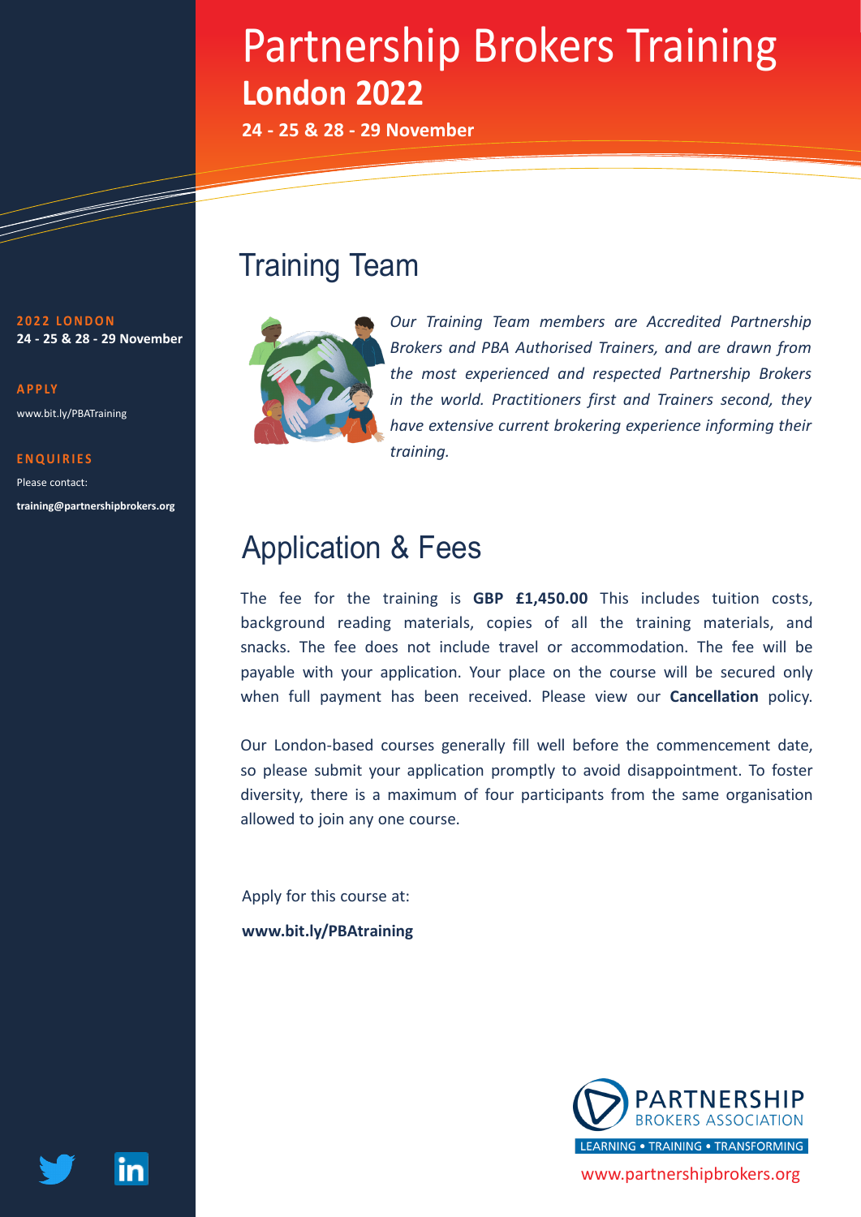# Partnership Brokers Training

## London 2022

**24 - 25 & 28 - 29 November**

**2022 LONDON**
**24 - 25 & 28 - 29 November**

**APPLY**
www.bit.ly/PBATraining

**ENQUIRIES**
Please contact:
**training@partnershipbrokers.org**

## Training Team

*Our Training Team members are Accredited Partnership Brokers and PBA Authorised Trainers, and are drawn from the most experienced and respected Partnership Brokers in the world. Practitioners first and Trainers second, they have extensive current brokering experience informing their training.*

## Application & Fees

The fee for the training is **GBP £1,450.00** This includes tuition costs, background reading materials, copies of all the training materials, and snacks. The fee does not include travel or accommodation. The fee will be payable with your application. Your place on the course will be secured only when full payment has been received. Please view our **Cancellation** policy.

Our London-based courses generally fill well before the commencement date, so please submit your application promptly to avoid disappointment. To foster diversity, there is a maximum of four participants from the same organisation allowed to join any one course.

Apply for this course at:

**www.bit.ly/PBAtraining**

PARTNERSHIP BROKERS ASSOCIATION
LEARNING • TRAINING • TRANSFORMING
www.partnershipbrokers.org